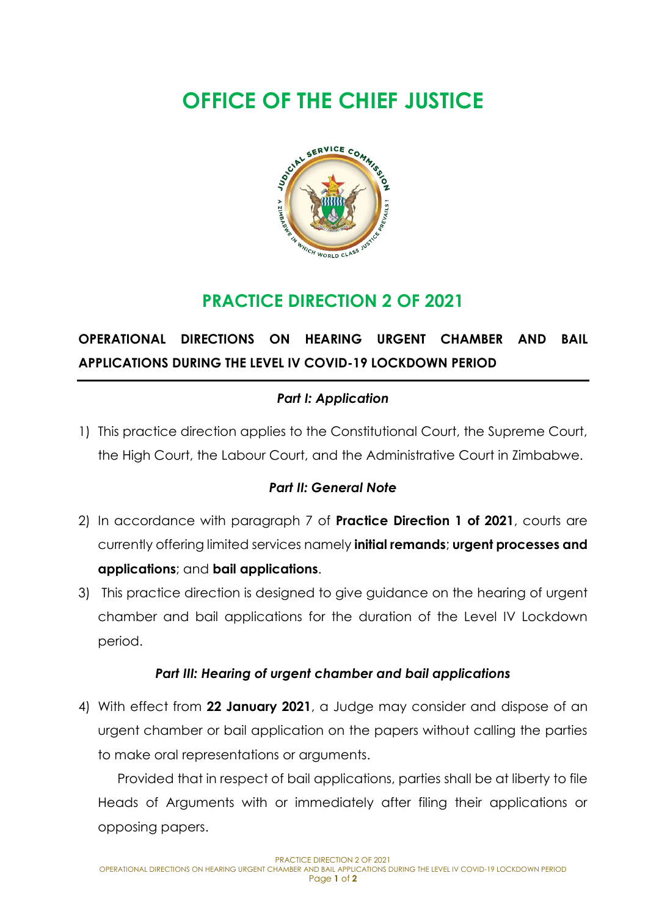# OFFICE OF THE CHIEF JUSTICE

## PRACTICE DIRECTION 2 OF 2021

**OPERATIONAL DIRECTIONS ON HEARING URGENT CHAMBER AND BAIL APPLICATIONS DURING THE LEVEL IV COVID-19 LOCKDOWN PERIOD**

---

### *Part I: Application*

1) This practice direction applies to the Constitutional Court, the Supreme Court, the High Court, the Labour Court, and the Administrative Court in Zimbabwe.

### *Part II: General Note*

2) In accordance with paragraph 7 of **Practice Direction 1 of 2021**, courts are currently offering limited services namely **initial remands**; **urgent processes and applications**; and **bail applications**.

3) This practice direction is designed to give guidance on the hearing of urgent chamber and bail applications for the duration of the Level IV Lockdown period.

### *Part III: Hearing of urgent chamber and bail applications*

4) With effect from **22 January 2021**, a Judge may consider and dispose of an urgent chamber or bail application on the papers without calling the parties to make oral representations or arguments.

   Provided that in respect of bail applications, parties shall be at liberty to file Heads of Arguments with or immediately after filing their applications or opposing papers.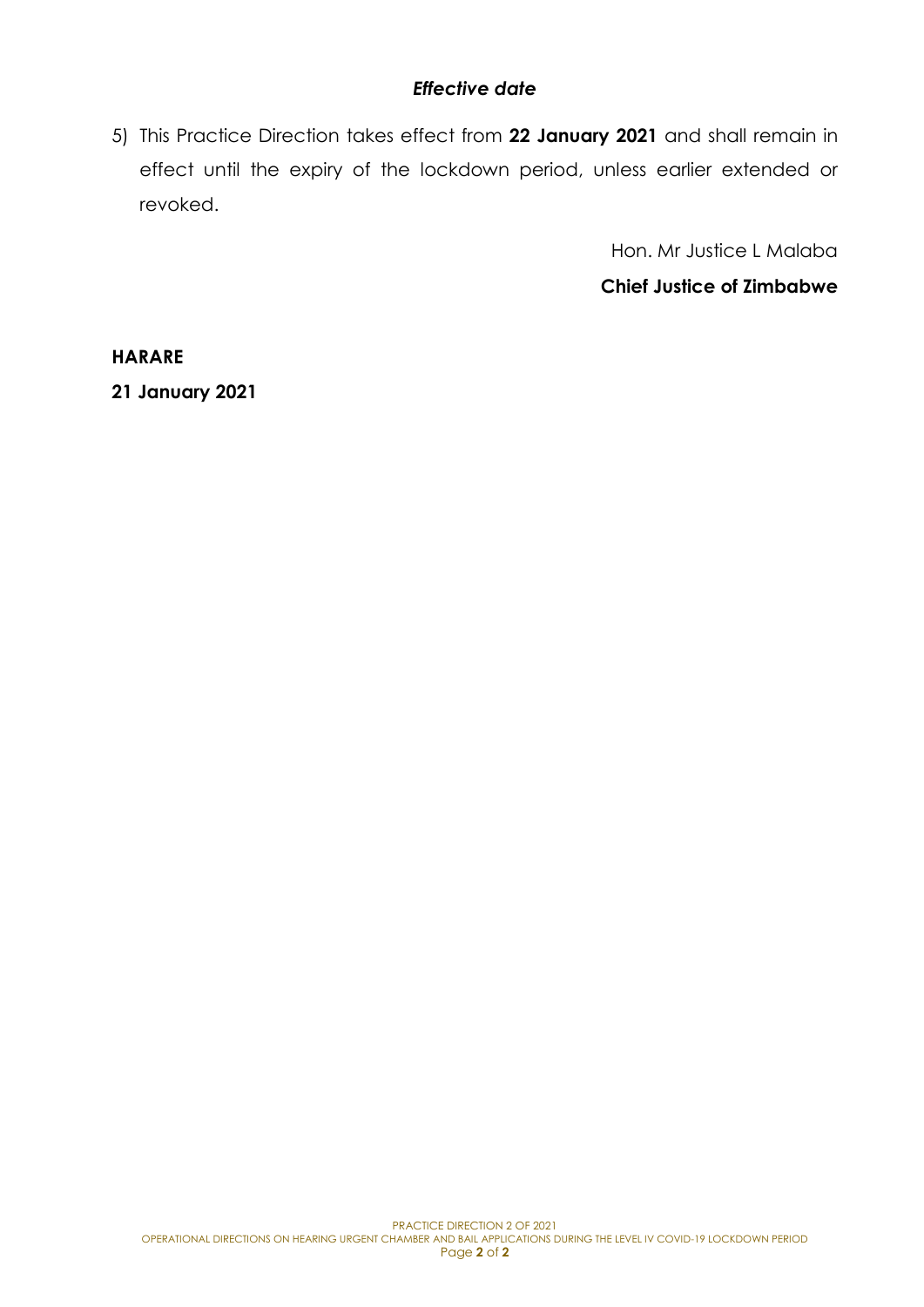### *Effective date*

5) This Practice Direction takes effect from **22 January 2021** and shall remain in effect until the expiry of the lockdown period, unless earlier extended or revoked.

Hon. Mr Justice L Malaba

**Chief Justice of Zimbabwe**

**HARARE**

**21 January 2021**